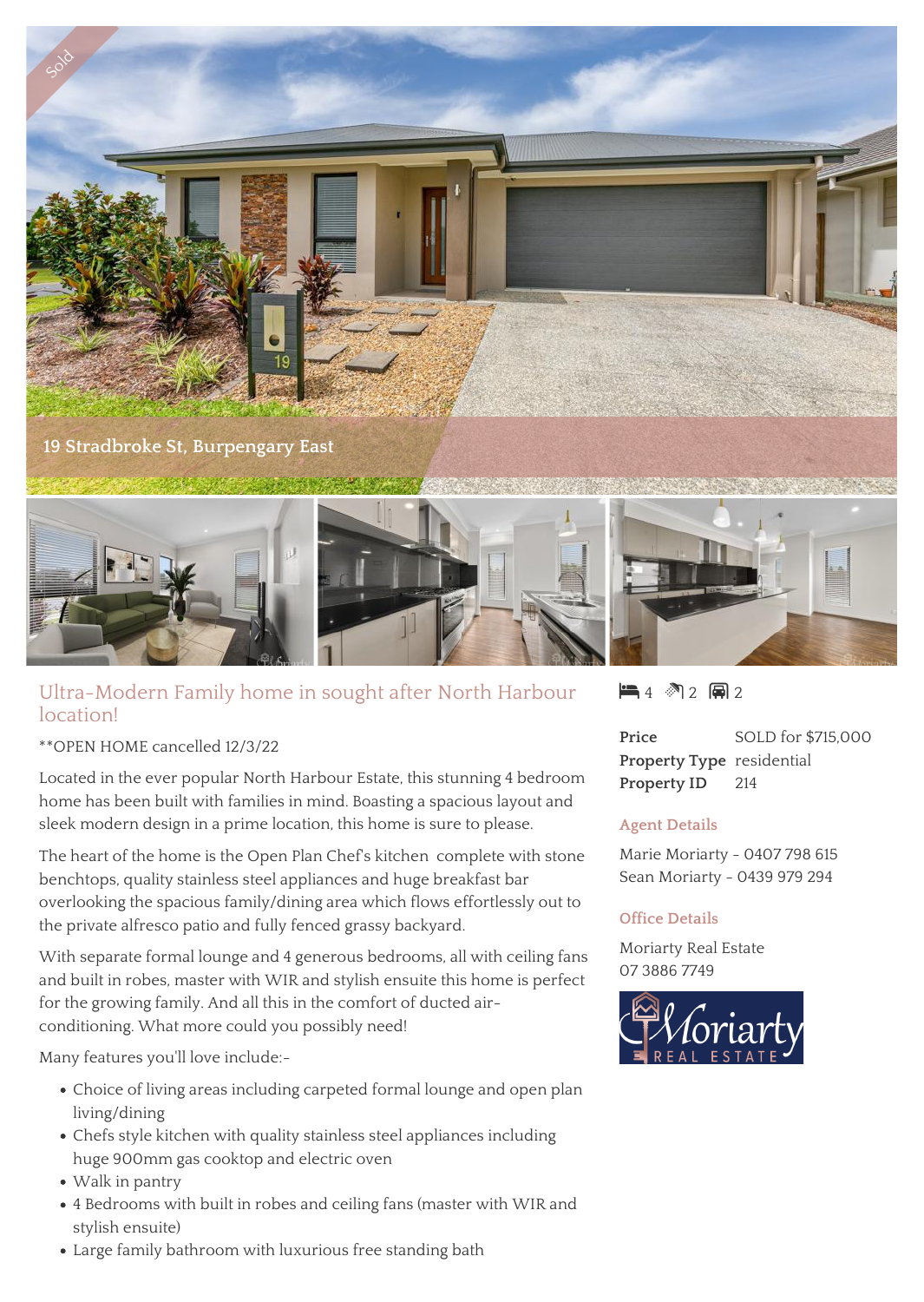Sold

19 Stradbroke St, Burpengary East

## Ultra-Modern Family home in sought after North Harbour location!

4 2 2

| | |
|---|---|
| **Price** | SOLD for $715,000 |
| **Property Type** | residential |
| **Property ID** | 214 |

### Agent Details

Marie Moriarty - 0407 798 615
Sean Moriarty - 0439 979 294

### Office Details

Moriarty Real Estate
07 3886 7749

**OPEN HOME cancelled 12/3/22

Located in the ever popular North Harbour Estate, this stunning 4 bedroom home has been built with families in mind. Boasting a spacious layout and sleek modern design in a prime location, this home is sure to please.

The heart of the home is the Open Plan Chef's kitchen complete with stone benchtops, quality stainless steel appliances and huge breakfast bar overlooking the spacious family/dining area which flows effortlessly out to the private alfresco patio and fully fenced grassy backyard.

With separate formal lounge and 4 generous bedrooms, all with ceiling fans and built in robes, master with WIR and stylish ensuite this home is perfect for the growing family. And all this in the comfort of ducted air-conditioning. What more could you possibly need!

Many features you'll love include:-

- Choice of living areas including carpeted formal lounge and open plan living/dining
- Chefs style kitchen with quality stainless steel appliances including huge 900mm gas cooktop and electric oven
- Walk in pantry
- 4 Bedrooms with built in robes and ceiling fans (master with WIR and stylish ensuite)
- Large family bathroom with luxurious free standing bath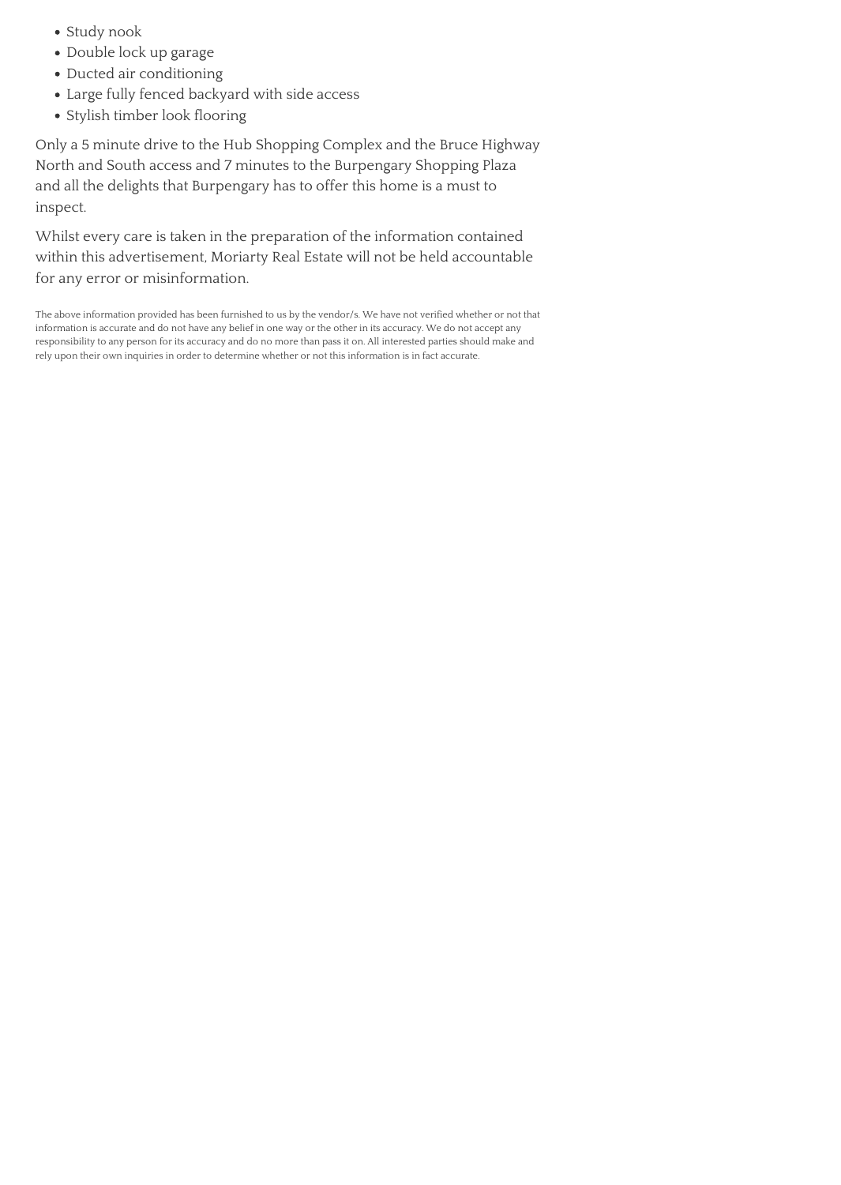- Study nook
- Double lock up garage
- Ducted air conditioning
- Large fully fenced backyard with side access
- Stylish timber look flooring

Only a 5 minute drive to the Hub Shopping Complex and the Bruce Highway North and South access and 7 minutes to the Burpengary Shopping Plaza and all the delights that Burpengary has to offer this home is a must to inspect.

Whilst every care is taken in the preparation of the information contained within this advertisement, Moriarty Real Estate will not be held accountable for any error or misinformation.

The above information provided has been furnished to us by the vendor/s. We have not verified whether or not that information is accurate and do not have any belief in one way or the other in its accuracy. We do not accept any responsibility to any person for its accuracy and do no more than pass it on. All interested parties should make and rely upon their own inquiries in order to determine whether or not this information is in fact accurate.